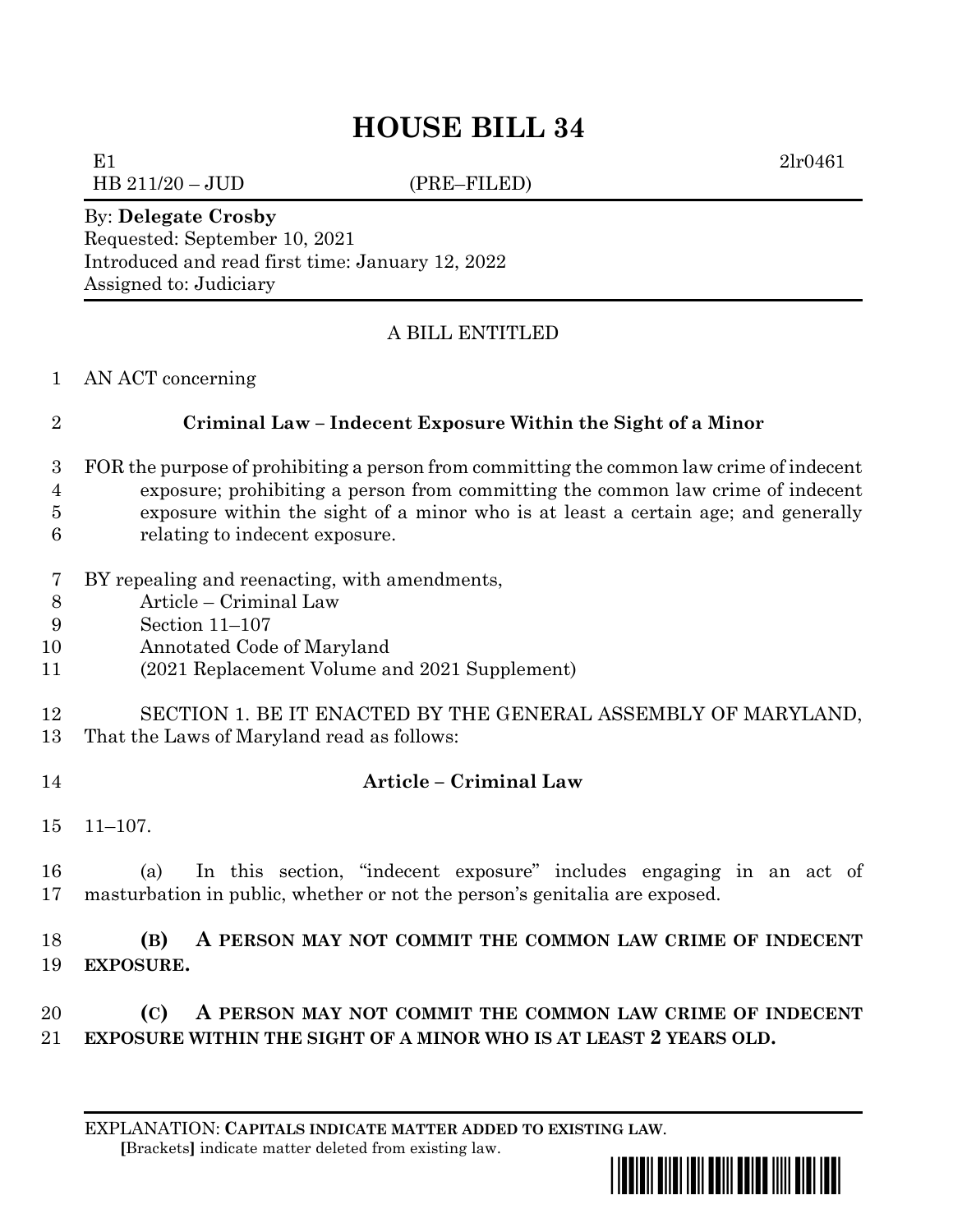# HOUSE BILL 34

E1 2lr0461
HB 211/20 – JUD (PRE–FILED)

By: **Delegate Crosby**
Requested: September 10, 2021
Introduced and read first time: January 12, 2022
Assigned to: Judiciary

A BILL ENTITLED

1 AN ACT concerning

2 **Criminal Law – Indecent Exposure Within the Sight of a Minor**

3 FOR the purpose of prohibiting a person from committing the common law crime of indecent
4 exposure; prohibiting a person from committing the common law crime of indecent
5 exposure within the sight of a minor who is at least a certain age; and generally
6 relating to indecent exposure.

7 BY repealing and reenacting, with amendments,
8 Article – Criminal Law
9 Section 11–107
10 Annotated Code of Maryland
11 (2021 Replacement Volume and 2021 Supplement)

12 SECTION 1. BE IT ENACTED BY THE GENERAL ASSEMBLY OF MARYLAND,
13 That the Laws of Maryland read as follows:

14 **Article – Criminal Law**

15 11–107.

16 (a) In this section, "indecent exposure" includes engaging in an act of
17 masturbation in public, whether or not the person's genitalia are exposed.

18 **(B) A PERSON MAY NOT COMMIT THE COMMON LAW CRIME OF INDECENT**
19 **EXPOSURE.**

20 **(C) A PERSON MAY NOT COMMIT THE COMMON LAW CRIME OF INDECENT**
21 **EXPOSURE WITHIN THE SIGHT OF A MINOR WHO IS AT LEAST 2 YEARS OLD.**

EXPLANATION: **CAPITALS INDICATE MATTER ADDED TO EXISTING LAW**.
[Brackets] indicate matter deleted from existing law.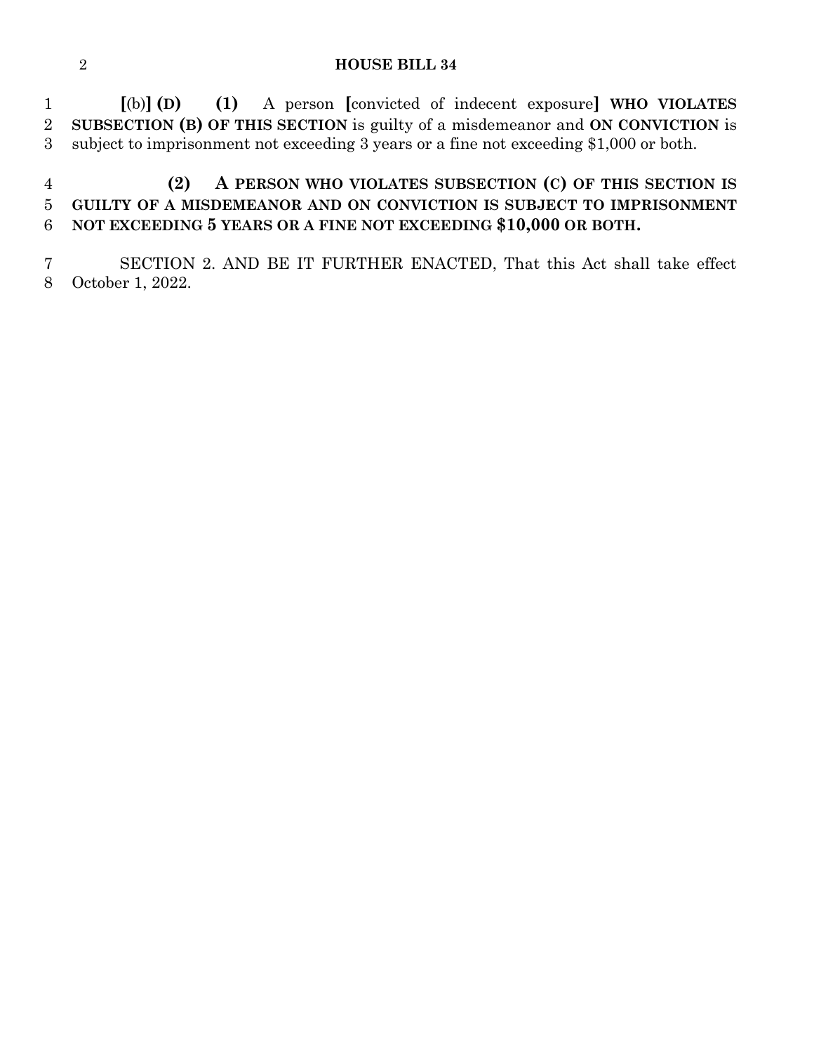[(b)] **(D)** **(1)** A person [convicted of indecent exposure] **WHO VIOLATES SUBSECTION (B) OF THIS SECTION** is guilty of a misdemeanor and **ON CONVICTION** is subject to imprisonment not exceeding 3 years or a fine not exceeding $1,000 or both.

**(2) A PERSON WHO VIOLATES SUBSECTION (C) OF THIS SECTION IS GUILTY OF A MISDEMEANOR AND ON CONVICTION IS SUBJECT TO IMPRISONMENT NOT EXCEEDING 5 YEARS OR A FINE NOT EXCEEDING $10,000 OR BOTH.**

SECTION 2. AND BE IT FURTHER ENACTED, That this Act shall take effect October 1, 2022.